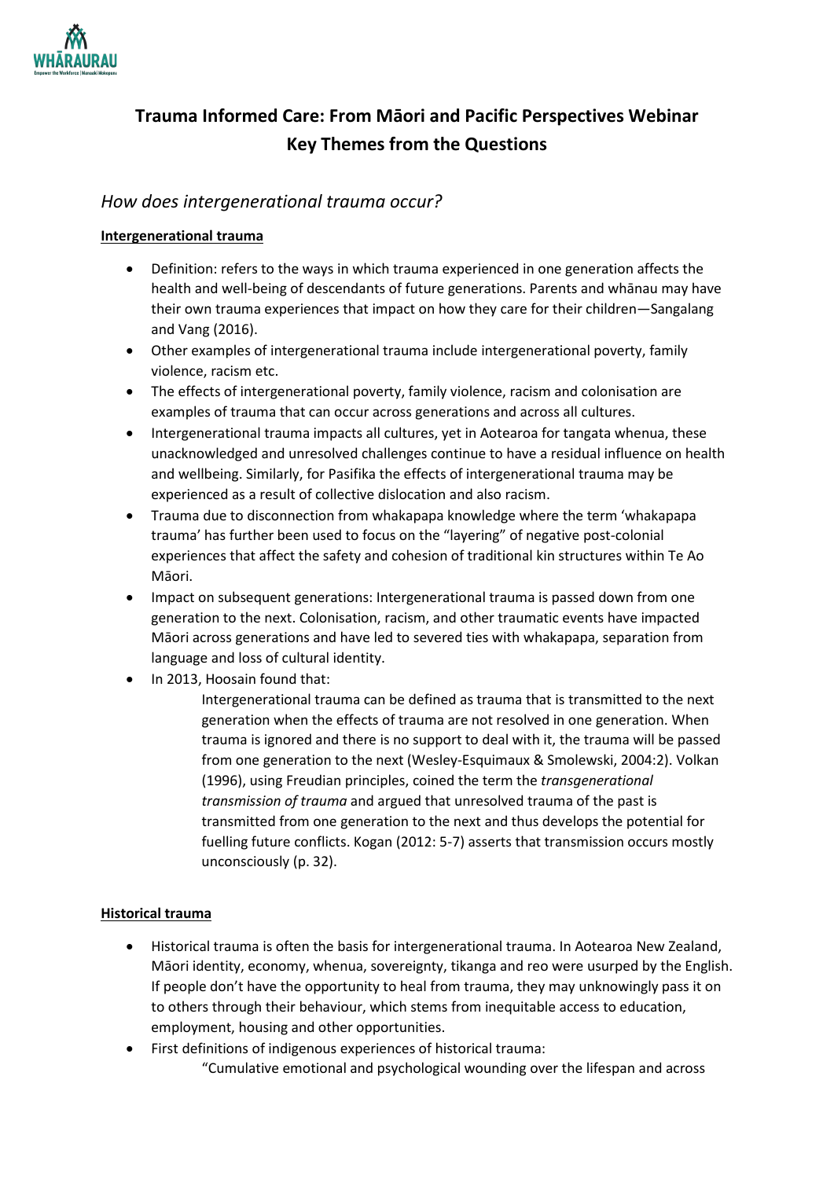# Trauma Informed Care: From Māori and Pacific Perspectives Webinar
# Key Themes from the Questions

## *How does intergenerational trauma occur?*

**Intergenerational trauma**

- Definition: refers to the ways in which trauma experienced in one generation affects the health and well-being of descendants of future generations. Parents and whānau may have their own trauma experiences that impact on how they care for their children—Sangalang and Vang (2016).
- Other examples of intergenerational trauma include intergenerational poverty, family violence, racism etc.
- The effects of intergenerational poverty, family violence, racism and colonisation are examples of trauma that can occur across generations and across all cultures.
- Intergenerational trauma impacts all cultures, yet in Aotearoa for tangata whenua, these unacknowledged and unresolved challenges continue to have a residual influence on health and wellbeing. Similarly, for Pasifika the effects of intergenerational trauma may be experienced as a result of collective dislocation and also racism.
- Trauma due to disconnection from whakapapa knowledge where the term 'whakapapa trauma' has further been used to focus on the "layering" of negative post-colonial experiences that affect the safety and cohesion of traditional kin structures within Te Ao Māori.
- Impact on subsequent generations: Intergenerational trauma is passed down from one generation to the next. Colonisation, racism, and other traumatic events have impacted Māori across generations and have led to severed ties with whakapapa, separation from language and loss of cultural identity.
- In 2013, Hoosain found that:

  > Intergenerational trauma can be defined as trauma that is transmitted to the next generation when the effects of trauma are not resolved in one generation. When trauma is ignored and there is no support to deal with it, the trauma will be passed from one generation to the next (Wesley-Esquimaux & Smolewski, 2004:2). Volkan (1996), using Freudian principles, coined the term the *transgenerational transmission of trauma* and argued that unresolved trauma of the past is transmitted from one generation to the next and thus develops the potential for fuelling future conflicts. Kogan (2012: 5-7) asserts that transmission occurs mostly unconsciously (p. 32).

**Historical trauma**

- Historical trauma is often the basis for intergenerational trauma. In Aotearoa New Zealand, Māori identity, economy, whenua, sovereignty, tikanga and reo were usurped by the English. If people don't have the opportunity to heal from trauma, they may unknowingly pass it on to others through their behaviour, which stems from inequitable access to education, employment, housing and other opportunities.
- First definitions of indigenous experiences of historical trauma:

  > "Cumulative emotional and psychological wounding over the lifespan and across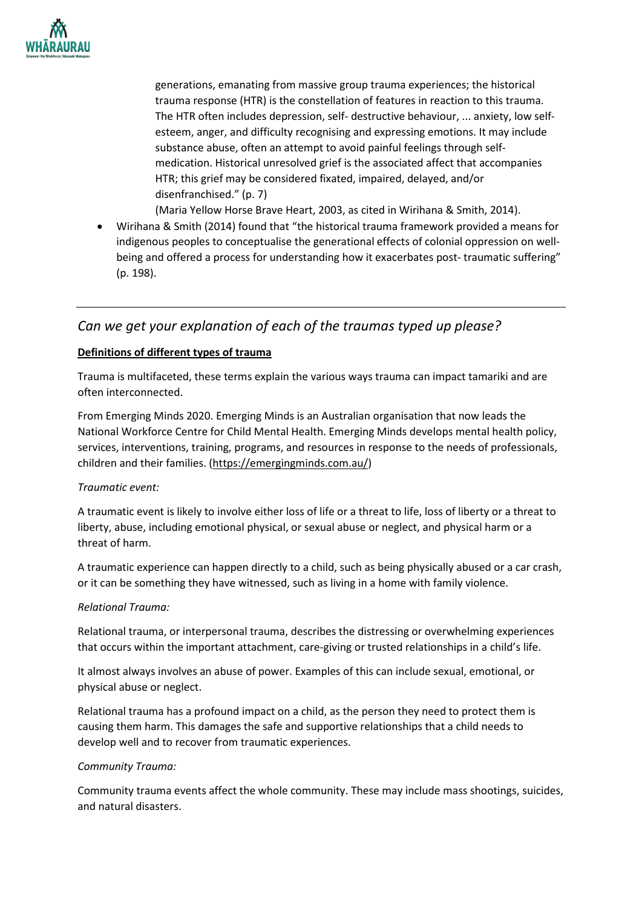generations, emanating from massive group trauma experiences; the historical trauma response (HTR) is the constellation of features in reaction to this trauma. The HTR often includes depression, self- destructive behaviour, ... anxiety, low self-esteem, anger, and difficulty recognising and expressing emotions. It may include substance abuse, often an attempt to avoid painful feelings through self-medication. Historical unresolved grief is the associated affect that accompanies HTR; this grief may be considered fixated, impaired, delayed, and/or disenfranchised." (p. 7)

(Maria Yellow Horse Brave Heart, 2003, as cited in Wirihana & Smith, 2014).

- Wirihana & Smith (2014) found that "the historical trauma framework provided a means for indigenous peoples to conceptualise the generational effects of colonial oppression on well-being and offered a process for understanding how it exacerbates post- traumatic suffering" (p. 198).

---

## *Can we get your explanation of each of the traumas typed up please?*

**Definitions of different types of trauma**

Trauma is multifaceted, these terms explain the various ways trauma can impact tamariki and are often interconnected.

From Emerging Minds 2020. Emerging Minds is an Australian organisation that now leads the National Workforce Centre for Child Mental Health. Emerging Minds develops mental health policy, services, interventions, training, programs, and resources in response to the needs of professionals, children and their families. (https://emergingminds.com.au/)

*Traumatic event:*

A traumatic event is likely to involve either loss of life or a threat to life, loss of liberty or a threat to liberty, abuse, including emotional physical, or sexual abuse or neglect, and physical harm or a threat of harm.

A traumatic experience can happen directly to a child, such as being physically abused or a car crash, or it can be something they have witnessed, such as living in a home with family violence.

*Relational Trauma:*

Relational trauma, or interpersonal trauma, describes the distressing or overwhelming experiences that occurs within the important attachment, care-giving or trusted relationships in a child's life.

It almost always involves an abuse of power. Examples of this can include sexual, emotional, or physical abuse or neglect.

Relational trauma has a profound impact on a child, as the person they need to protect them is causing them harm. This damages the safe and supportive relationships that a child needs to develop well and to recover from traumatic experiences.

*Community Trauma:*

Community trauma events affect the whole community. These may include mass shootings, suicides, and natural disasters.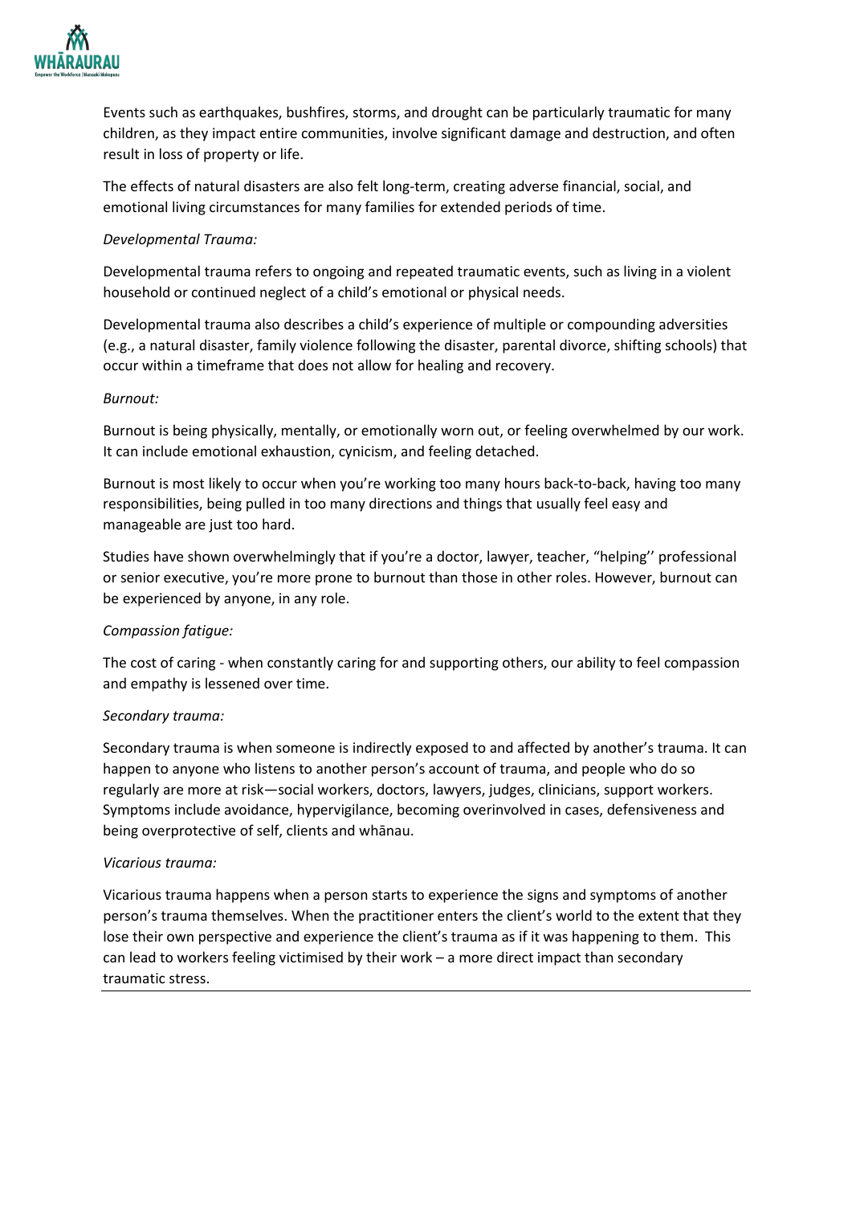Events such as earthquakes, bushfires, storms, and drought can be particularly traumatic for many children, as they impact entire communities, involve significant damage and destruction, and often result in loss of property or life.

The effects of natural disasters are also felt long-term, creating adverse financial, social, and emotional living circumstances for many families for extended periods of time.

*Developmental Trauma:*

Developmental trauma refers to ongoing and repeated traumatic events, such as living in a violent household or continued neglect of a child's emotional or physical needs.

Developmental trauma also describes a child's experience of multiple or compounding adversities (e.g., a natural disaster, family violence following the disaster, parental divorce, shifting schools) that occur within a timeframe that does not allow for healing and recovery.

*Burnout:*

Burnout is being physically, mentally, or emotionally worn out, or feeling overwhelmed by our work. It can include emotional exhaustion, cynicism, and feeling detached.

Burnout is most likely to occur when you're working too many hours back-to-back, having too many responsibilities, being pulled in too many directions and things that usually feel easy and manageable are just too hard.

Studies have shown overwhelmingly that if you're a doctor, lawyer, teacher, "helping'' professional or senior executive, you're more prone to burnout than those in other roles. However, burnout can be experienced by anyone, in any role.

*Compassion fatigue:*

The cost of caring - when constantly caring for and supporting others, our ability to feel compassion and empathy is lessened over time.

*Secondary trauma:*

Secondary trauma is when someone is indirectly exposed to and affected by another's trauma. It can happen to anyone who listens to another person's account of trauma, and people who do so regularly are more at risk—social workers, doctors, lawyers, judges, clinicians, support workers. Symptoms include avoidance, hypervigilance, becoming overinvolved in cases, defensiveness and being overprotective of self, clients and whānau.

*Vicarious trauma:*

Vicarious trauma happens when a person starts to experience the signs and symptoms of another person's trauma themselves. When the practitioner enters the client's world to the extent that they lose their own perspective and experience the client's trauma as if it was happening to them. This can lead to workers feeling victimised by their work – a more direct impact than secondary traumatic stress.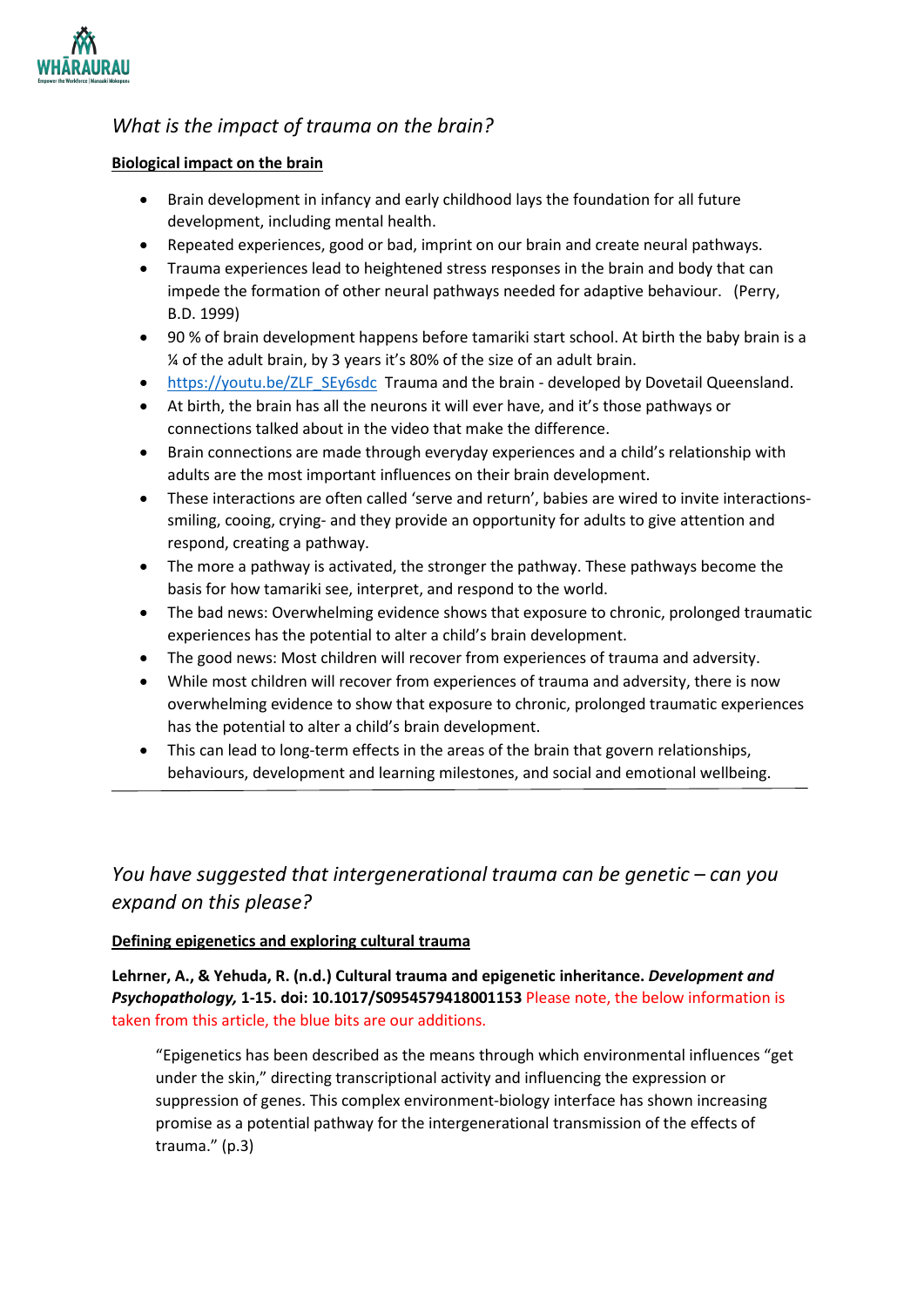## *What is the impact of trauma on the brain?*

**Biological impact on the brain**

- Brain development in infancy and early childhood lays the foundation for all future development, including mental health.
- Repeated experiences, good or bad, imprint on our brain and create neural pathways.
- Trauma experiences lead to heightened stress responses in the brain and body that can impede the formation of other neural pathways needed for adaptive behaviour. (Perry, B.D. 1999)
- 90 % of brain development happens before tamariki start school. At birth the baby brain is a ¼ of the adult brain, by 3 years it's 80% of the size of an adult brain.
- https://youtu.be/ZLF_SEy6sdc Trauma and the brain - developed by Dovetail Queensland.
- At birth, the brain has all the neurons it will ever have, and it's those pathways or connections talked about in the video that make the difference.
- Brain connections are made through everyday experiences and a child's relationship with adults are the most important influences on their brain development.
- These interactions are often called 'serve and return', babies are wired to invite interactions- smiling, cooing, crying- and they provide an opportunity for adults to give attention and respond, creating a pathway.
- The more a pathway is activated, the stronger the pathway. These pathways become the basis for how tamariki see, interpret, and respond to the world.
- The bad news: Overwhelming evidence shows that exposure to chronic, prolonged traumatic experiences has the potential to alter a child's brain development.
- The good news: Most children will recover from experiences of trauma and adversity.
- While most children will recover from experiences of trauma and adversity, there is now overwhelming evidence to show that exposure to chronic, prolonged traumatic experiences has the potential to alter a child's brain development.
- This can lead to long-term effects in the areas of the brain that govern relationships, behaviours, development and learning milestones, and social and emotional wellbeing.

---

## *You have suggested that intergenerational trauma can be genetic – can you expand on this please?*

**Defining epigenetics and exploring cultural trauma**

**Lehrner, A., & Yehuda, R. (n.d.) Cultural trauma and epigenetic inheritance. *Development and Psychopathology,* 1-15. doi: 10.1017/S0954579418001153** Please note, the below information is taken from this article, the blue bits are our additions.

> "Epigenetics has been described as the means through which environmental influences "get under the skin," directing transcriptional activity and influencing the expression or suppression of genes. This complex environment-biology interface has shown increasing promise as a potential pathway for the intergenerational transmission of the effects of trauma." (p.3)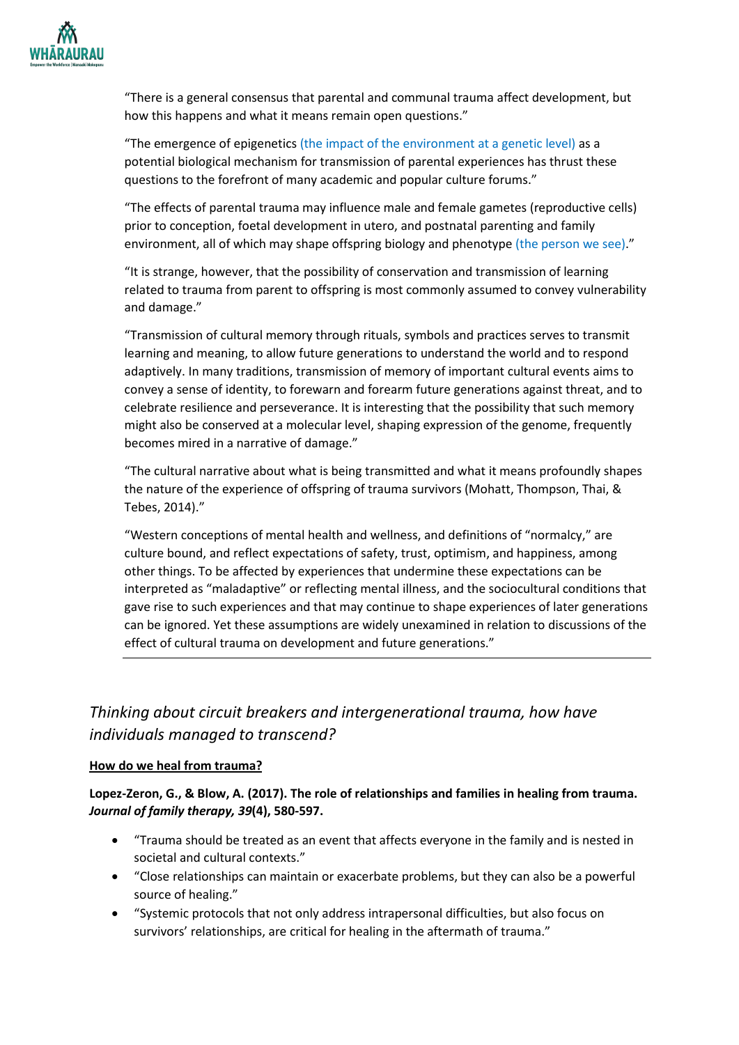"There is a general consensus that parental and communal trauma affect development, but how this happens and what it means remain open questions."

"The emergence of epigenetics (the impact of the environment at a genetic level) as a potential biological mechanism for transmission of parental experiences has thrust these questions to the forefront of many academic and popular culture forums."

"The effects of parental trauma may influence male and female gametes (reproductive cells) prior to conception, foetal development in utero, and postnatal parenting and family environment, all of which may shape offspring biology and phenotype (the person we see)."

"It is strange, however, that the possibility of conservation and transmission of learning related to trauma from parent to offspring is most commonly assumed to convey vulnerability and damage."

"Transmission of cultural memory through rituals, symbols and practices serves to transmit learning and meaning, to allow future generations to understand the world and to respond adaptively. In many traditions, transmission of memory of important cultural events aims to convey a sense of identity, to forewarn and forearm future generations against threat, and to celebrate resilience and perseverance. It is interesting that the possibility that such memory might also be conserved at a molecular level, shaping expression of the genome, frequently becomes mired in a narrative of damage."

"The cultural narrative about what is being transmitted and what it means profoundly shapes the nature of the experience of offspring of trauma survivors (Mohatt, Thompson, Thai, & Tebes, 2014)."

"Western conceptions of mental health and wellness, and definitions of "normalcy," are culture bound, and reflect expectations of safety, trust, optimism, and happiness, among other things. To be affected by experiences that undermine these expectations can be interpreted as "maladaptive" or reflecting mental illness, and the sociocultural conditions that gave rise to such experiences and that may continue to shape experiences of later generations can be ignored. Yet these assumptions are widely unexamined in relation to discussions of the effect of cultural trauma on development and future generations."

## *Thinking about circuit breakers and intergenerational trauma, how have individuals managed to transcend?*

**How do we heal from trauma?**

**Lopez-Zeron, G., & Blow, A. (2017). The role of relationships and families in healing from trauma. *Journal of family therapy, 39*(4), 580-597.**

- "Trauma should be treated as an event that affects everyone in the family and is nested in societal and cultural contexts."
- "Close relationships can maintain or exacerbate problems, but they can also be a powerful source of healing."
- "Systemic protocols that not only address intrapersonal difficulties, but also focus on survivors' relationships, are critical for healing in the aftermath of trauma."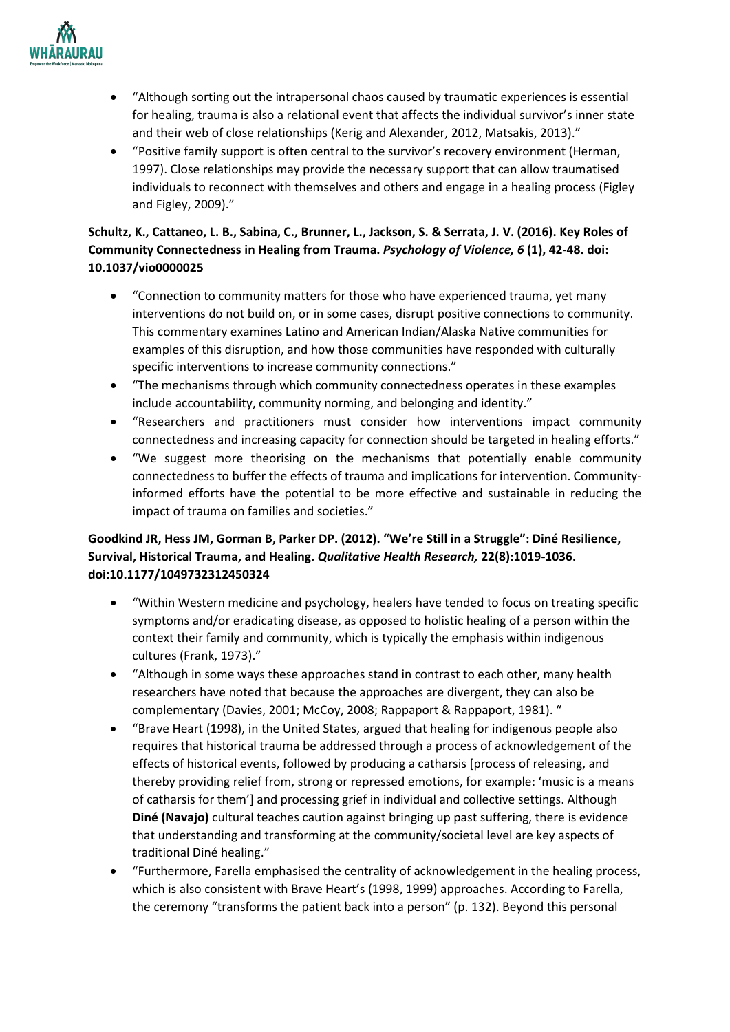- "Although sorting out the intrapersonal chaos caused by traumatic experiences is essential for healing, trauma is also a relational event that affects the individual survivor's inner state and their web of close relationships (Kerig and Alexander, 2012, Matsakis, 2013)."
- "Positive family support is often central to the survivor's recovery environment (Herman, 1997). Close relationships may provide the necessary support that can allow traumatised individuals to reconnect with themselves and others and engage in a healing process (Figley and Figley, 2009)."

**Schultz, K., Cattaneo, L. B., Sabina, C., Brunner, L., Jackson, S. & Serrata, J. V. (2016). Key Roles of Community Connectedness in Healing from Trauma. *Psychology of Violence, 6* (1), 42-48. doi: 10.1037/vio0000025**

- "Connection to community matters for those who have experienced trauma, yet many interventions do not build on, or in some cases, disrupt positive connections to community. This commentary examines Latino and American Indian/Alaska Native communities for examples of this disruption, and how those communities have responded with culturally specific interventions to increase community connections."
- "The mechanisms through which community connectedness operates in these examples include accountability, community norming, and belonging and identity."
- "Researchers and practitioners must consider how interventions impact community connectedness and increasing capacity for connection should be targeted in healing efforts."
- "We suggest more theorising on the mechanisms that potentially enable community connectedness to buffer the effects of trauma and implications for intervention. Community-informed efforts have the potential to be more effective and sustainable in reducing the impact of trauma on families and societies."

**Goodkind JR, Hess JM, Gorman B, Parker DP. (2012). "We're Still in a Struggle": Diné Resilience, Survival, Historical Trauma, and Healing. *Qualitative Health Research,* 22(8):1019-1036. doi:10.1177/1049732312450324**

- "Within Western medicine and psychology, healers have tended to focus on treating specific symptoms and/or eradicating disease, as opposed to holistic healing of a person within the context their family and community, which is typically the emphasis within indigenous cultures (Frank, 1973)."
- "Although in some ways these approaches stand in contrast to each other, many health researchers have noted that because the approaches are divergent, they can also be complementary (Davies, 2001; McCoy, 2008; Rappaport & Rappaport, 1981). "
- "Brave Heart (1998), in the United States, argued that healing for indigenous people also requires that historical trauma be addressed through a process of acknowledgement of the effects of historical events, followed by producing a catharsis [process of releasing, and thereby providing relief from, strong or repressed emotions, for example: 'music is a means of catharsis for them'] and processing grief in individual and collective settings. Although **Diné (Navajo)** cultural teaches caution against bringing up past suffering, there is evidence that understanding and transforming at the community/societal level are key aspects of traditional Diné healing."
- "Furthermore, Farella emphasised the centrality of acknowledgement in the healing process, which is also consistent with Brave Heart's (1998, 1999) approaches. According to Farella, the ceremony "transforms the patient back into a person" (p. 132). Beyond this personal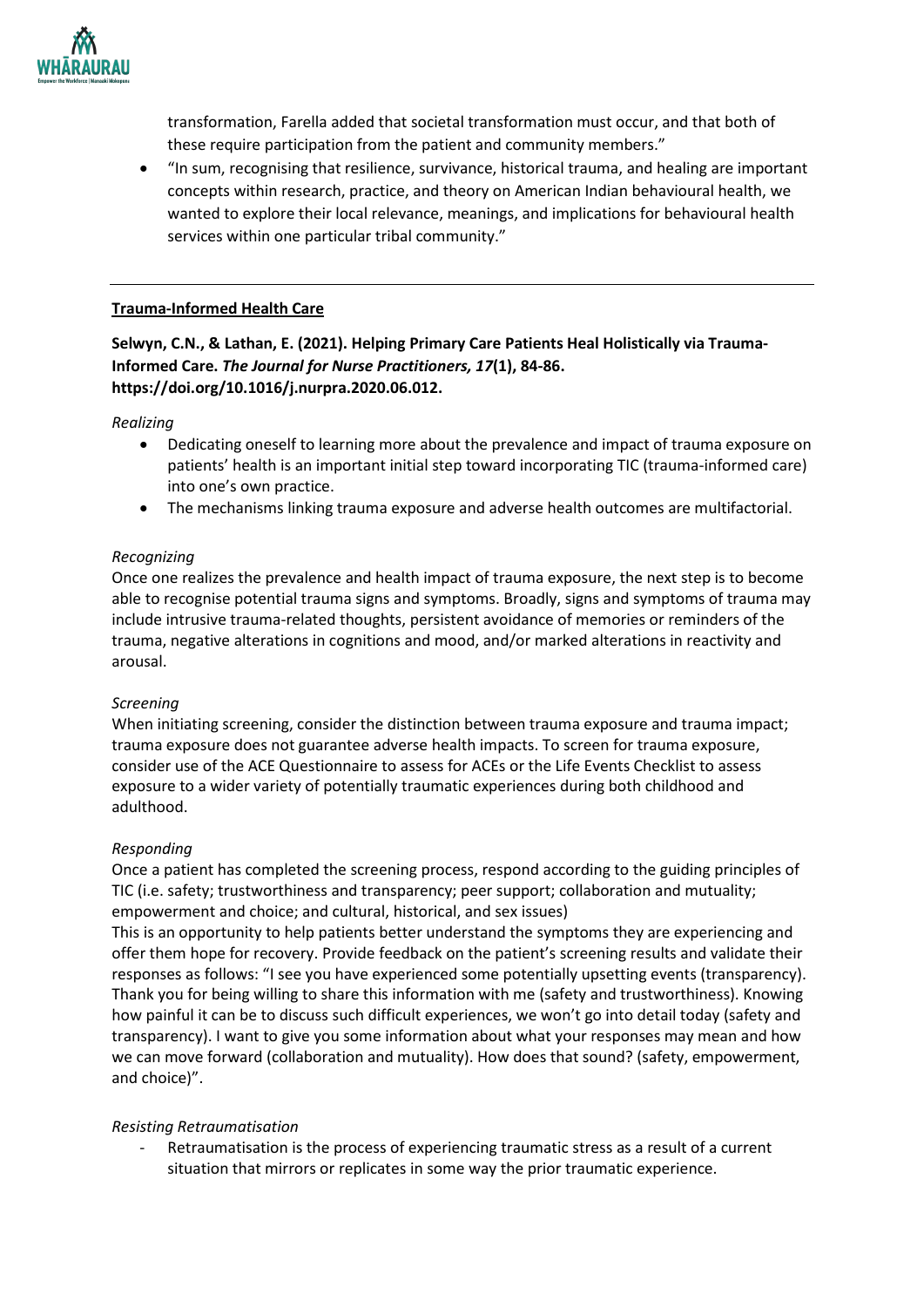transformation, Farella added that societal transformation must occur, and that both of these require participation from the patient and community members."

- "In sum, recognising that resilience, survivance, historical trauma, and healing are important concepts within research, practice, and theory on American Indian behavioural health, we wanted to explore their local relevance, meanings, and implications for behavioural health services within one particular tribal community."

---

**Trauma-Informed Health Care**

**Selwyn, C.N., & Lathan, E. (2021). Helping Primary Care Patients Heal Holistically via Trauma-Informed Care. *The Journal for Nurse Practitioners, 17*(1), 84-86. https://doi.org/10.1016/j.nurpra.2020.06.012.**

*Realizing*

- Dedicating oneself to learning more about the prevalence and impact of trauma exposure on patients' health is an important initial step toward incorporating TIC (trauma-informed care) into one's own practice.
- The mechanisms linking trauma exposure and adverse health outcomes are multifactorial.

*Recognizing*

Once one realizes the prevalence and health impact of trauma exposure, the next step is to become able to recognise potential trauma signs and symptoms. Broadly, signs and symptoms of trauma may include intrusive trauma-related thoughts, persistent avoidance of memories or reminders of the trauma, negative alterations in cognitions and mood, and/or marked alterations in reactivity and arousal.

*Screening*

When initiating screening, consider the distinction between trauma exposure and trauma impact; trauma exposure does not guarantee adverse health impacts. To screen for trauma exposure, consider use of the ACE Questionnaire to assess for ACEs or the Life Events Checklist to assess exposure to a wider variety of potentially traumatic experiences during both childhood and adulthood.

*Responding*

Once a patient has completed the screening process, respond according to the guiding principles of TIC (i.e. safety; trustworthiness and transparency; peer support; collaboration and mutuality; empowerment and choice; and cultural, historical, and sex issues)

This is an opportunity to help patients better understand the symptoms they are experiencing and offer them hope for recovery. Provide feedback on the patient's screening results and validate their responses as follows: "I see you have experienced some potentially upsetting events (transparency). Thank you for being willing to share this information with me (safety and trustworthiness). Knowing how painful it can be to discuss such difficult experiences, we won't go into detail today (safety and transparency). I want to give you some information about what your responses may mean and how we can move forward (collaboration and mutuality). How does that sound? (safety, empowerment, and choice)".

*Resisting Retraumatisation*

- Retraumatisation is the process of experiencing traumatic stress as a result of a current situation that mirrors or replicates in some way the prior traumatic experience.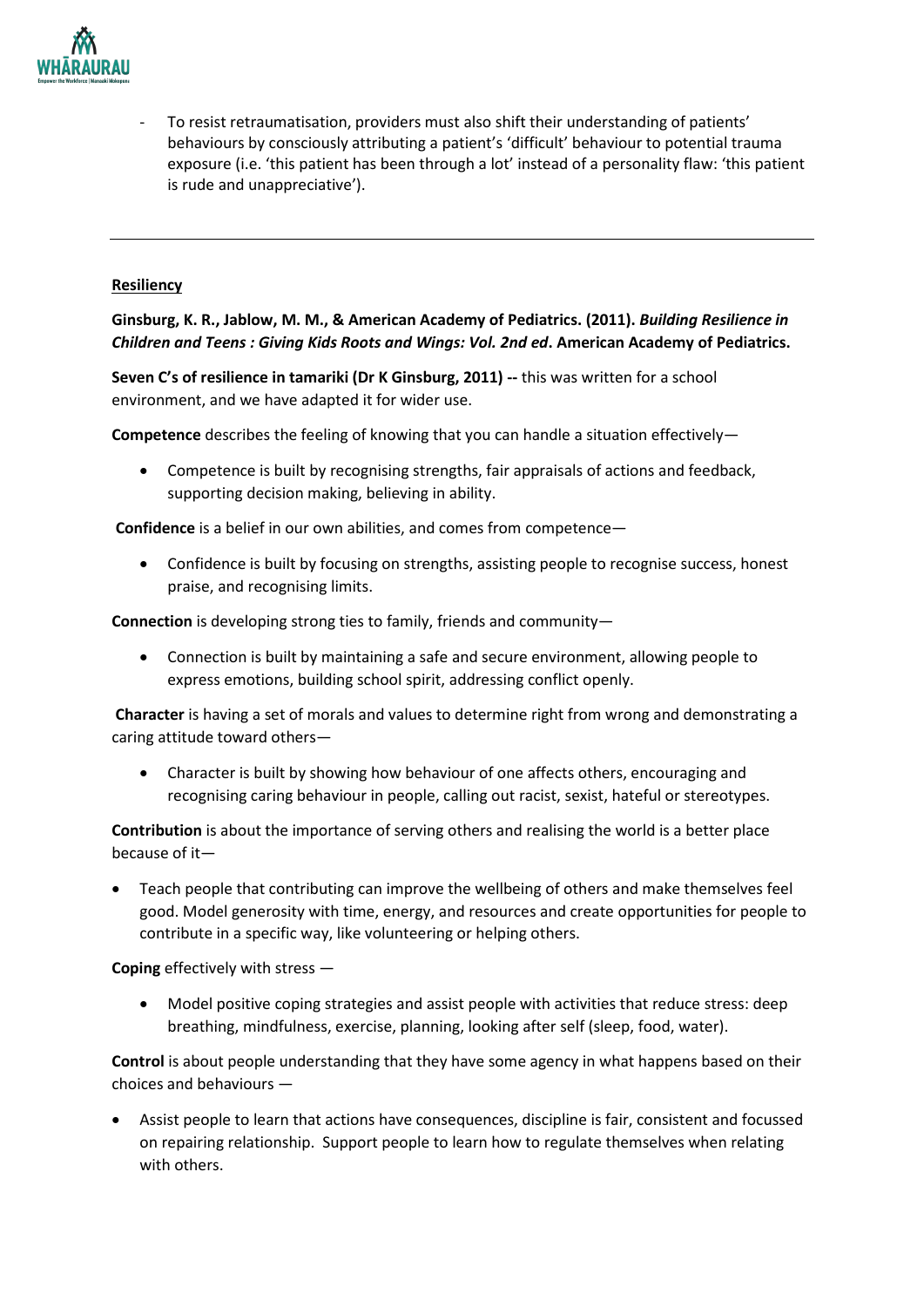- To resist retraumatisation, providers must also shift their understanding of patients' behaviours by consciously attributing a patient's 'difficult' behaviour to potential trauma exposure (i.e. 'this patient has been through a lot' instead of a personality flaw: 'this patient is rude and unappreciative').

---

## Resiliency

**Ginsburg, K. R., Jablow, M. M., & American Academy of Pediatrics. (2011).** ***Building Resilience in Children and Teens : Giving Kids Roots and Wings: Vol. 2nd ed*****. American Academy of Pediatrics.**

**Seven C's of resilience in tamariki (Dr K Ginsburg, 2011) --** this was written for a school environment, and we have adapted it for wider use.

**Competence** describes the feeling of knowing that you can handle a situation effectively—

- Competence is built by recognising strengths, fair appraisals of actions and feedback, supporting decision making, believing in ability.

**Confidence** is a belief in our own abilities, and comes from competence—

- Confidence is built by focusing on strengths, assisting people to recognise success, honest praise, and recognising limits.

**Connection** is developing strong ties to family, friends and community—

- Connection is built by maintaining a safe and secure environment, allowing people to express emotions, building school spirit, addressing conflict openly.

**Character** is having a set of morals and values to determine right from wrong and demonstrating a caring attitude toward others—

- Character is built by showing how behaviour of one affects others, encouraging and recognising caring behaviour in people, calling out racist, sexist, hateful or stereotypes.

**Contribution** is about the importance of serving others and realising the world is a better place because of it—

- Teach people that contributing can improve the wellbeing of others and make themselves feel good. Model generosity with time, energy, and resources and create opportunities for people to contribute in a specific way, like volunteering or helping others.

**Coping** effectively with stress —

- Model positive coping strategies and assist people with activities that reduce stress: deep breathing, mindfulness, exercise, planning, looking after self (sleep, food, water).

**Control** is about people understanding that they have some agency in what happens based on their choices and behaviours —

- Assist people to learn that actions have consequences, discipline is fair, consistent and focussed on repairing relationship. Support people to learn how to regulate themselves when relating with others.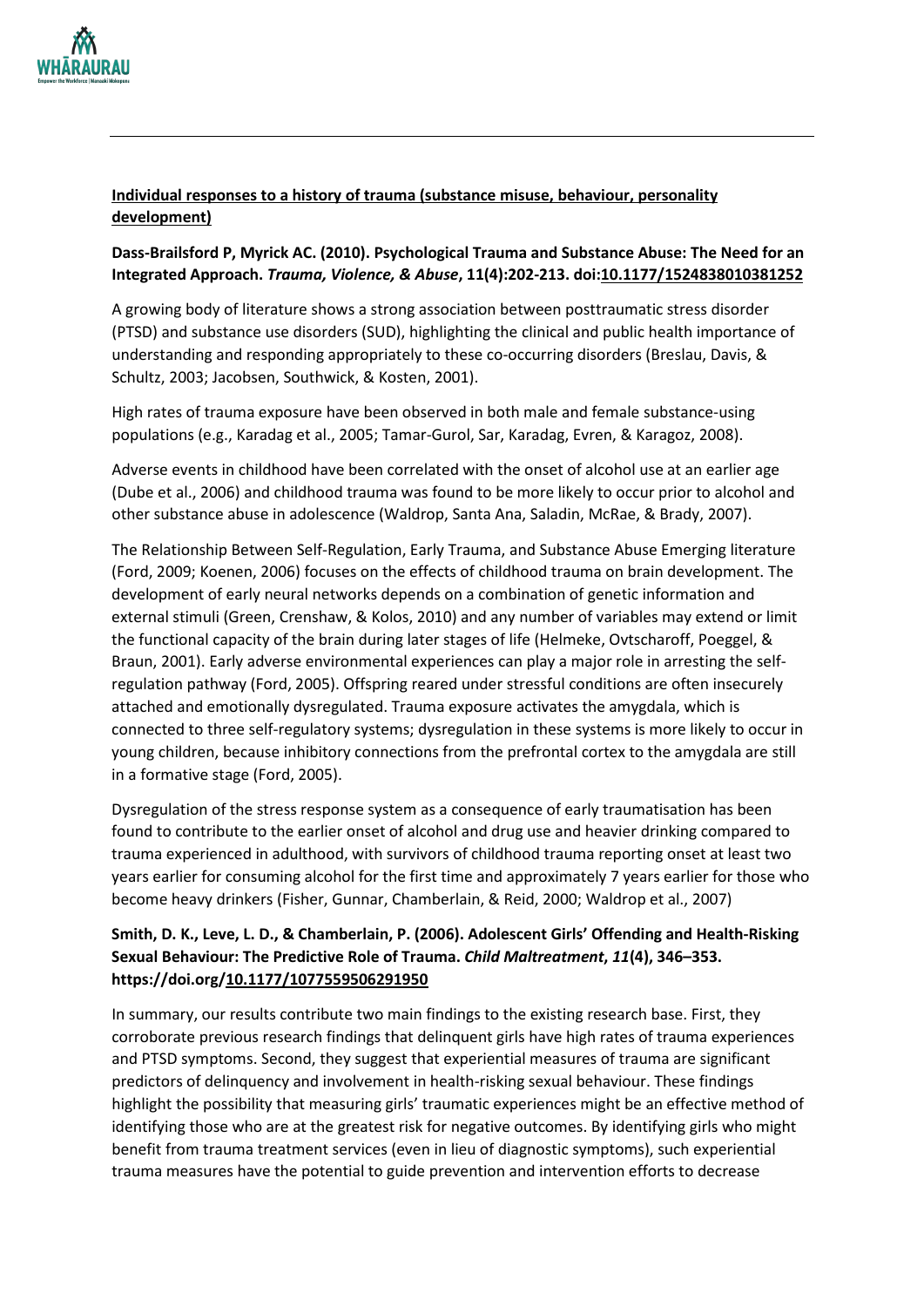**Individual responses to a history of trauma (substance misuse, behaviour, personality development)**

**Dass-Brailsford P, Myrick AC. (2010). Psychological Trauma and Substance Abuse: The Need for an Integrated Approach. *Trauma, Violence, & Abuse*, 11(4):202-213. doi:10.1177/1524838010381252**

A growing body of literature shows a strong association between posttraumatic stress disorder (PTSD) and substance use disorders (SUD), highlighting the clinical and public health importance of understanding and responding appropriately to these co-occurring disorders (Breslau, Davis, & Schultz, 2003; Jacobsen, Southwick, & Kosten, 2001).

High rates of trauma exposure have been observed in both male and female substance-using populations (e.g., Karadag et al., 2005; Tamar-Gurol, Sar, Karadag, Evren, & Karagoz, 2008).

Adverse events in childhood have been correlated with the onset of alcohol use at an earlier age (Dube et al., 2006) and childhood trauma was found to be more likely to occur prior to alcohol and other substance abuse in adolescence (Waldrop, Santa Ana, Saladin, McRae, & Brady, 2007).

The Relationship Between Self-Regulation, Early Trauma, and Substance Abuse Emerging literature (Ford, 2009; Koenen, 2006) focuses on the effects of childhood trauma on brain development. The development of early neural networks depends on a combination of genetic information and external stimuli (Green, Crenshaw, & Kolos, 2010) and any number of variables may extend or limit the functional capacity of the brain during later stages of life (Helmeke, Ovtscharoff, Poeggel, & Braun, 2001). Early adverse environmental experiences can play a major role in arresting the self-regulation pathway (Ford, 2005). Offspring reared under stressful conditions are often insecurely attached and emotionally dysregulated. Trauma exposure activates the amygdala, which is connected to three self-regulatory systems; dysregulation in these systems is more likely to occur in young children, because inhibitory connections from the prefrontal cortex to the amygdala are still in a formative stage (Ford, 2005).

Dysregulation of the stress response system as a consequence of early traumatisation has been found to contribute to the earlier onset of alcohol and drug use and heavier drinking compared to trauma experienced in adulthood, with survivors of childhood trauma reporting onset at least two years earlier for consuming alcohol for the first time and approximately 7 years earlier for those who become heavy drinkers (Fisher, Gunnar, Chamberlain, & Reid, 2000; Waldrop et al., 2007)

**Smith, D. K., Leve, L. D., & Chamberlain, P. (2006). Adolescent Girls' Offending and Health-Risking Sexual Behaviour: The Predictive Role of Trauma. *Child Maltreatment*, *11*(4), 346–353. https://doi.org/10.1177/1077559506291950**

In summary, our results contribute two main findings to the existing research base. First, they corroborate previous research findings that delinquent girls have high rates of trauma experiences and PTSD symptoms. Second, they suggest that experiential measures of trauma are significant predictors of delinquency and involvement in health-risking sexual behaviour. These findings highlight the possibility that measuring girls' traumatic experiences might be an effective method of identifying those who are at the greatest risk for negative outcomes. By identifying girls who might benefit from trauma treatment services (even in lieu of diagnostic symptoms), such experiential trauma measures have the potential to guide prevention and intervention efforts to decrease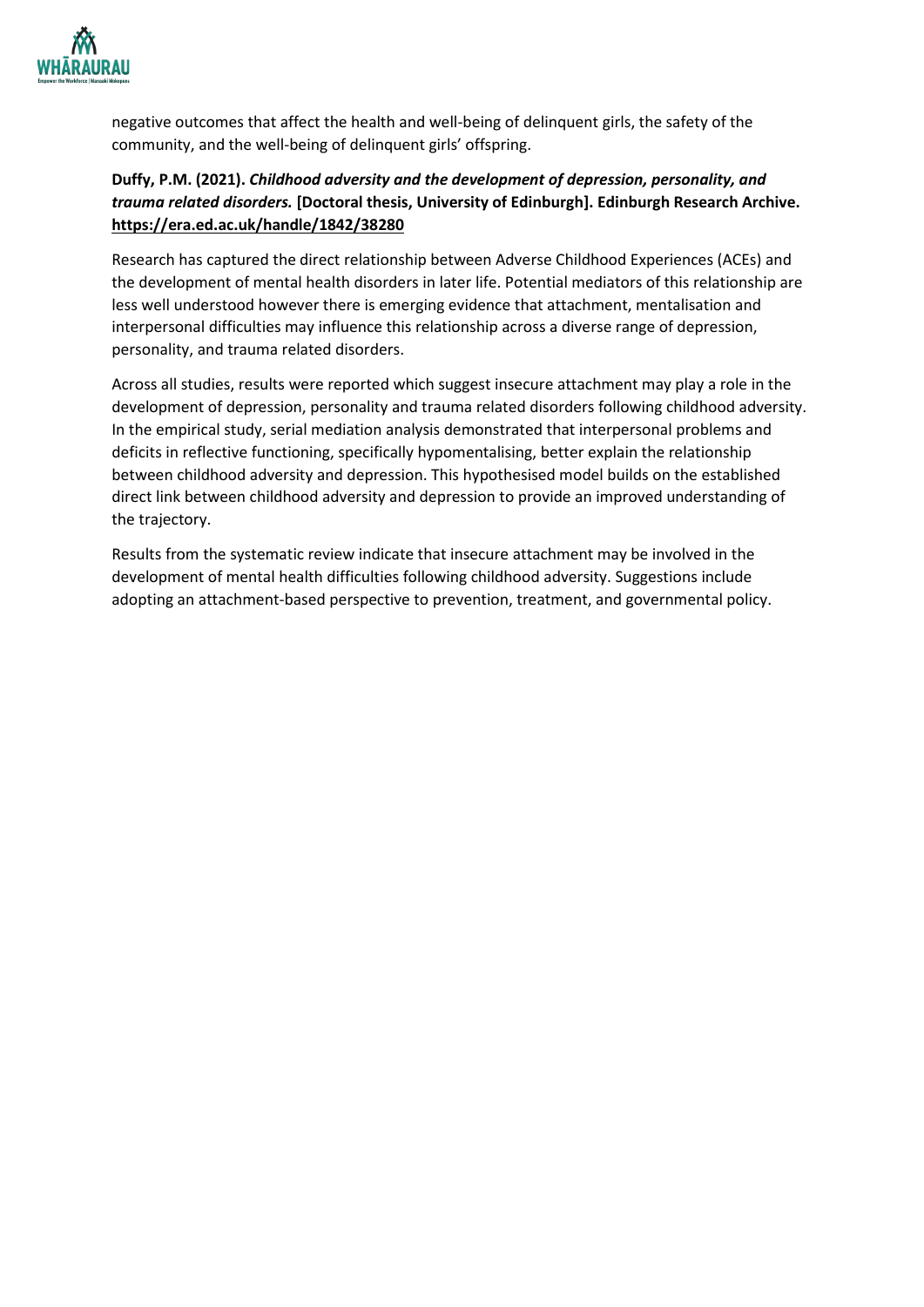negative outcomes that affect the health and well-being of delinquent girls, the safety of the community, and the well-being of delinquent girls' offspring.

**Duffy, P.M. (2021).** ***Childhood adversity and the development of depression, personality, and trauma related disorders.*** **[Doctoral thesis, University of Edinburgh]. Edinburgh Research Archive.** **https://era.ed.ac.uk/handle/1842/38280**

Research has captured the direct relationship between Adverse Childhood Experiences (ACEs) and the development of mental health disorders in later life. Potential mediators of this relationship are less well understood however there is emerging evidence that attachment, mentalisation and interpersonal difficulties may influence this relationship across a diverse range of depression, personality, and trauma related disorders.

Across all studies, results were reported which suggest insecure attachment may play a role in the development of depression, personality and trauma related disorders following childhood adversity. In the empirical study, serial mediation analysis demonstrated that interpersonal problems and deficits in reflective functioning, specifically hypomentalising, better explain the relationship between childhood adversity and depression. This hypothesised model builds on the established direct link between childhood adversity and depression to provide an improved understanding of the trajectory.

Results from the systematic review indicate that insecure attachment may be involved in the development of mental health difficulties following childhood adversity. Suggestions include adopting an attachment-based perspective to prevention, treatment, and governmental policy.